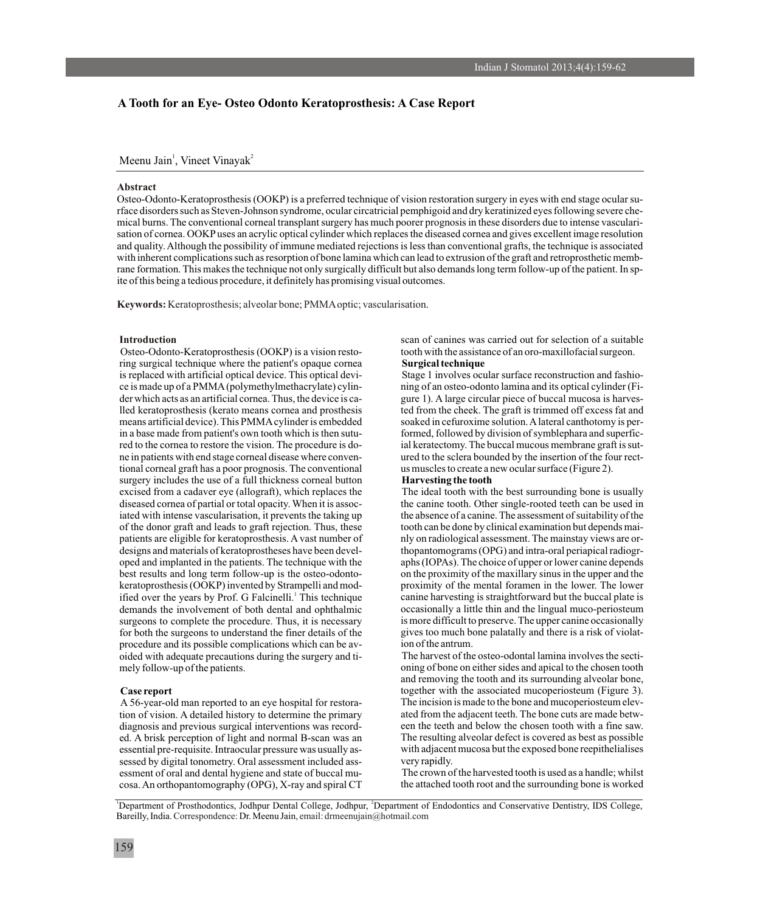# A Tooth for an Eye- Osteo Odonto Keratoprosthesis: A Case Report

Meenu Jain[1], Vineet Vinayak[2]

## Abstract

Osteo-Odonto-Keratoprosthesis (OOKP) is a preferred technique of vision restoration surgery in eyes with end stage ocular surface disorders such as Steven-Johnson syndrome, ocular circatricial pemphigoid and dry keratinized eyes following severe chemical burns. The conventional corneal transplant surgery has much poorer prognosis in these disorders due to intense vascularisation of cornea. OOKP uses an acrylic optical cylinder which replaces the diseased cornea and gives excellent image resolution and quality. Although the possibility of immune mediated rejections is less than conventional grafts, the technique is associated with inherent complications such as resorption of bone lamina which can lead to extrusion of the graft and retroprosthetic membrane formation. This makes the technique not only surgically difficult but also demands long term follow-up of the patient. In spite of this being a tedious procedure, it definitely has promising visual outcomes.

**Keywords:** Keratoprosthesis; alveolar bone; PMMA optic; vascularisation.

## Introduction

Osteo-Odonto-Keratoprosthesis (OOKP) is a vision restoring surgical technique where the patient's opaque cornea is replaced with artificial optical device. This optical device is made up of a PMMA (polymethylmethacrylate) cylinder which acts as an artificial cornea. Thus, the device is called keratoprosthesis (kerato means cornea and prosthesis means artificial device). This PMMA cylinder is embedded in a base made from patient's own tooth which is then sutured to the cornea to restore the vision. The procedure is done in patients with end stage corneal disease where conventional corneal graft has a poor prognosis. The conventional surgery includes the use of a full thickness corneal button excised from a cadaver eye (allograft), which replaces the diseased cornea of partial or total opacity. When it is associated with intense vascularisation, it prevents the taking up of the donor graft and leads to graft rejection. Thus, these patients are eligible for keratoprosthesis. A vast number of designs and materials of keratoprostheses have been developed and implanted in the patients. The technique with the best results and long term follow-up is the osteo-odonto-keratoprosthesis (OOKP) invented by Strampelli and modified over the years by Prof. G Falcinelli.[1] This technique demands the involvement of both dental and ophthalmic surgeons to complete the procedure. Thus, it is necessary for both the surgeons to understand the finer details of the procedure and its possible complications which can be avoided with adequate precautions during the surgery and timely follow-up of the patients.

## Case report

A 56-year-old man reported to an eye hospital for restoration of vision. A detailed history to determine the primary diagnosis and previous surgical interventions was recorded. A brisk perception of light and normal B-scan was an essential pre-requisite. Intraocular pressure was usually assessed by digital tonometry. Oral assessment included assessment of oral and dental hygiene and state of buccal mucosa. An orthopantomography (OPG), X-ray and spiral CT scan of canines was carried out for selection of a suitable tooth with the assistance of an oro-maxillofacial surgeon.

### Surgical technique

Stage 1 involves ocular surface reconstruction and fashioning of an osteo-odonto lamina and its optical cylinder (Figure 1). A large circular piece of buccal mucosa is harvested from the cheek. The graft is trimmed off excess fat and soaked in cefuroxime solution. A lateral canthotomy is performed, followed by division of symblephara and superficial keratectomy. The buccal mucous membrane graft is sutured to the sclera bounded by the insertion of the four rectus muscles to create a new ocular surface (Figure 2).

### Harvesting the tooth

The ideal tooth with the best surrounding bone is usually the canine tooth. Other single-rooted teeth can be used in the absence of a canine. The assessment of suitability of the tooth can be done by clinical examination but depends mainly on radiological assessment. The mainstay views are orthopantomograms (OPG) and intra-oral periapical radiographs (IOPAs). The choice of upper or lower canine depends on the proximity of the maxillary sinus in the upper and the proximity of the mental foramen in the lower. The lower canine harvesting is straightforward but the buccal plate is occasionally a little thin and the lingual muco-periosteum is more difficult to preserve. The upper canine occasionally gives too much bone palatally and there is a risk of violation of the antrum.

The harvest of the osteo-odontal lamina involves the sectioning of bone on either sides and apical to the chosen tooth and removing the tooth and its surrounding alveolar bone, together with the associated mucoperiosteum (Figure 3). The incision is made to the bone and mucoperiosteum elevated from the adjacent teeth. The bone cuts are made between the teeth and below the chosen tooth with a fine saw. The resulting alveolar defect is covered as best as possible with adjacent mucosa but the exposed bone reepithelialises very rapidly.

The crown of the harvested tooth is used as a handle; whilst the attached tooth root and the surrounding bone is worked

[1]Department of Prosthodontics, Jodhpur Dental College, Jodhpur, [2]Department of Endodontics and Conservative Dentistry, IDS College, Bareilly, India. Correspondence: Dr. Meenu Jain, email: drmeenujain@hotmail.com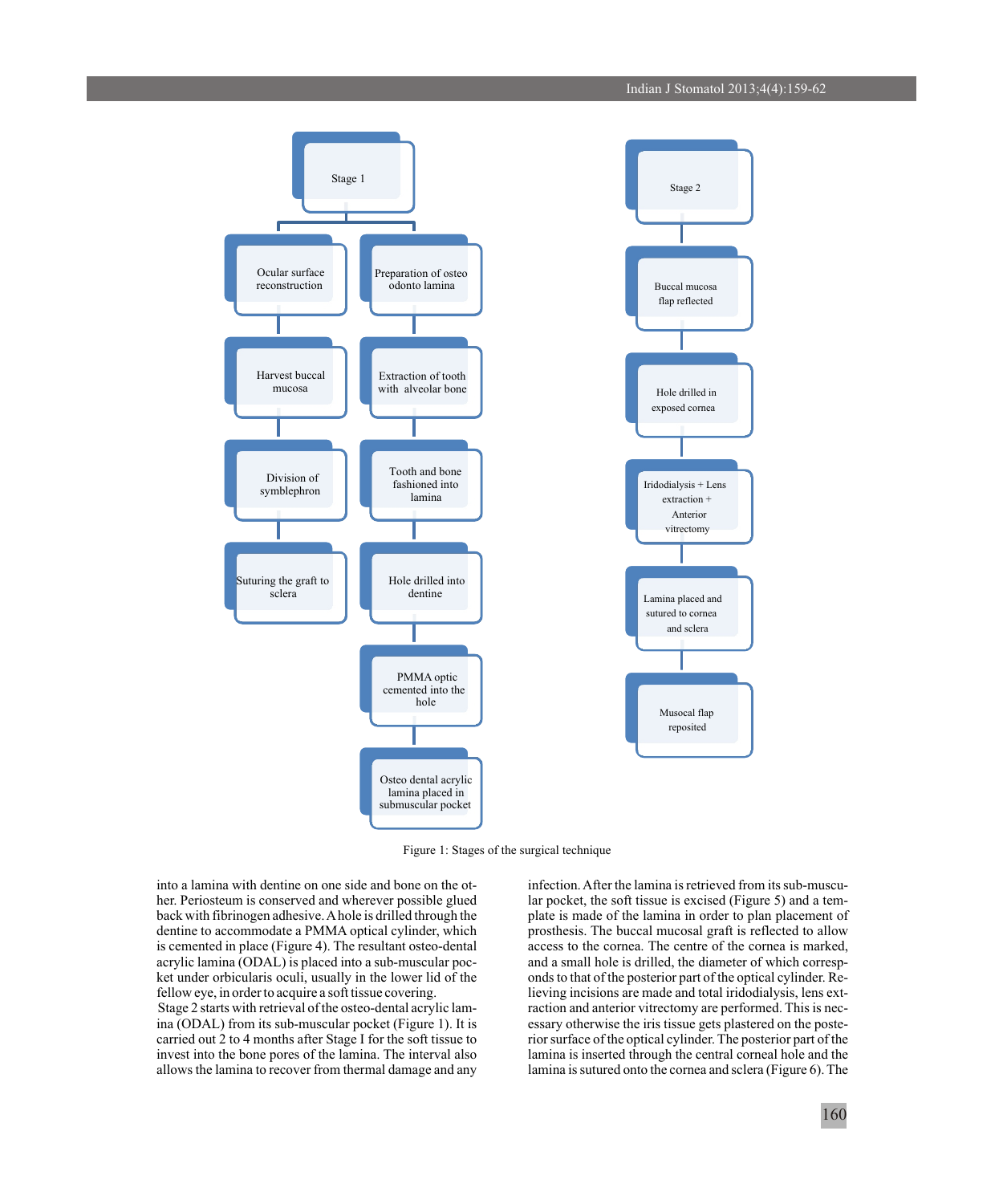**Stage 1**

- Ocular surface reconstruction
  - Harvest buccal mucosa
  - Division of symblephron
  - Suturing the graft to sclera
- Preparation of osteo odonto lamina
  - Extraction of tooth with alveolar bone
  - Tooth and bone fashioned into lamina
  - Hole drilled into dentine
  - PMMA optic cemented into the hole
  - Osteo dental acrylic lamina placed in submuscular pocket

**Stage 2**

- Buccal mucosa flap reflected
- Hole drilled in exposed cornea
- Iridodialysis + Lens extraction + Anterior vitrectomy
- Lamina placed and sutured to cornea and sclera
- Musocal flap reposited

Figure 1: Stages of the surgical technique

into a lamina with dentine on one side and bone on the other. Periosteum is conserved and wherever possible glued back with fibrinogen adhesive. A hole is drilled through the dentine to accommodate a PMMA optical cylinder, which is cemented in place (Figure 4). The resultant osteo-dental acrylic lamina (ODAL) is placed into a sub-muscular pocket under orbicularis oculi, usually in the lower lid of the fellow eye, in order to acquire a soft tissue covering.

Stage 2 starts with retrieval of the osteo-dental acrylic lamina (ODAL) from its sub-muscular pocket (Figure 1). It is carried out 2 to 4 months after Stage I for the soft tissue to invest into the bone pores of the lamina. The interval also allows the lamina to recover from thermal damage and any infection. After the lamina is retrieved from its sub-muscular pocket, the soft tissue is excised (Figure 5) and a template is made of the lamina in order to plan placement of prosthesis. The buccal mucosal graft is reflected to allow access to the cornea. The centre of the cornea is marked, and a small hole is drilled, the diameter of which corresponds to that of the posterior part of the optical cylinder. Relieving incisions are made and total iridodialysis, lens extraction and anterior vitrectomy are performed. This is necessary otherwise the iris tissue gets plastered on the posterior surface of the optical cylinder. The posterior part of the lamina is inserted through the central corneal hole and the lamina is sutured onto the cornea and sclera (Figure 6). The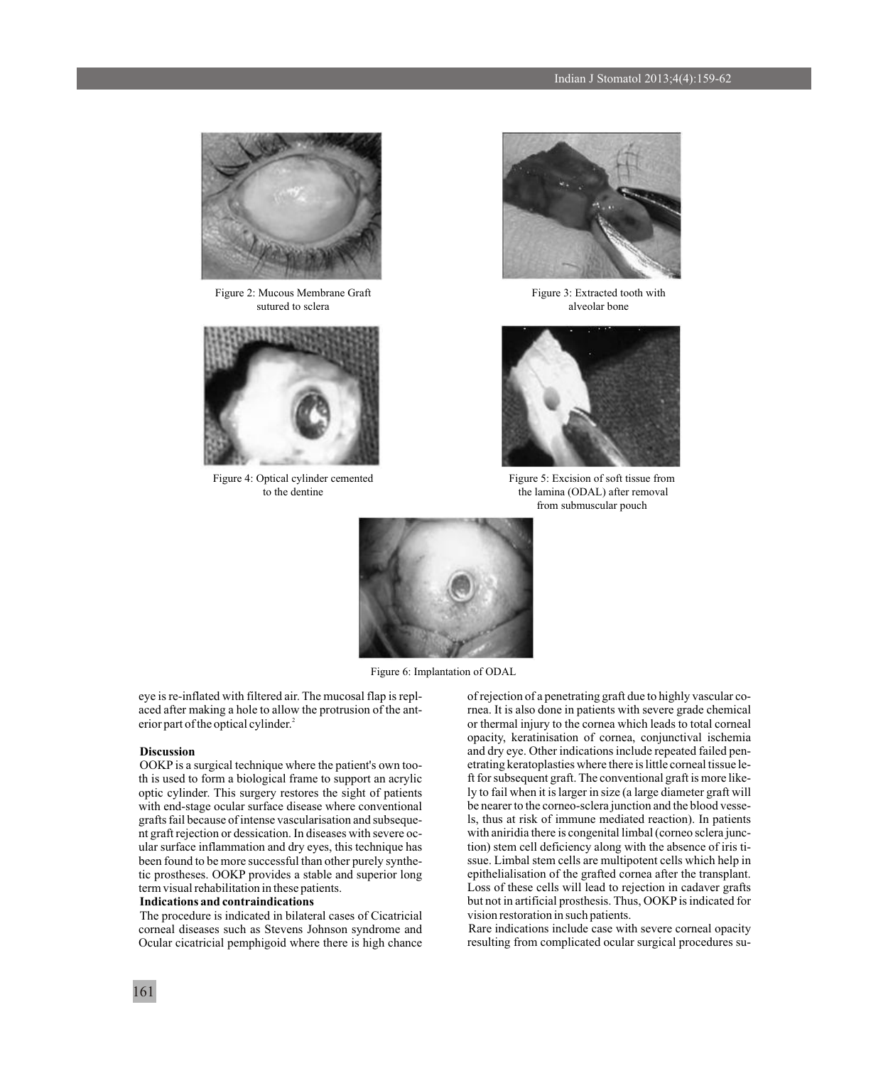Figure 2: Mucous Membrane Graft sutured to sclera

Figure 3: Extracted tooth with alveolar bone

Figure 4: Optical cylinder cemented to the dentine

Figure 5: Excision of soft tissue from the lamina (ODAL) after removal from submuscular pouch

Figure 6: Implantation of ODAL

eye is re-inflated with filtered air. The mucosal flap is replaced after making a hole to allow the protrusion of the anterior part of the optical cylinder.[2]

## Discussion

OOKP is a surgical technique where the patient's own tooth is used to form a biological frame to support an acrylic optic cylinder. This surgery restores the sight of patients with end-stage ocular surface disease where conventional grafts fail because of intense vascularisation and subsequent graft rejection or dessication. In diseases with severe ocular surface inflammation and dry eyes, this technique has been found to be more successful than other purely synthetic prostheses. OOKP provides a stable and superior long term visual rehabilitation in these patients.

### Indications and contraindications

The procedure is indicated in bilateral cases of Cicatricial corneal diseases such as Stevens Johnson syndrome and Ocular cicatricial pemphigoid where there is high chance of rejection of a penetrating graft due to highly vascular cornea. It is also done in patients with severe grade chemical or thermal injury to the cornea which leads to total corneal opacity, keratinisation of cornea, conjunctival ischemia and dry eye. Other indications include repeated failed penetrating keratoplasties where there is little corneal tissue left for subsequent graft. The conventional graft is more likely to fail when it is larger in size (a large diameter graft will be nearer to the corneo-sclera junction and the blood vessels, thus at risk of immune mediated reaction). In patients with aniridia there is congenital limbal (corneo sclera junction) stem cell deficiency along with the absence of iris tissue. Limbal stem cells are multipotent cells which help in epithelialisation of the grafted cornea after the transplant. Loss of these cells will lead to rejection in cadaver grafts but not in artificial prosthesis. Thus, OOKP is indicated for vision restoration in such patients.

Rare indications include case with severe corneal opacity resulting from complicated ocular surgical procedures su-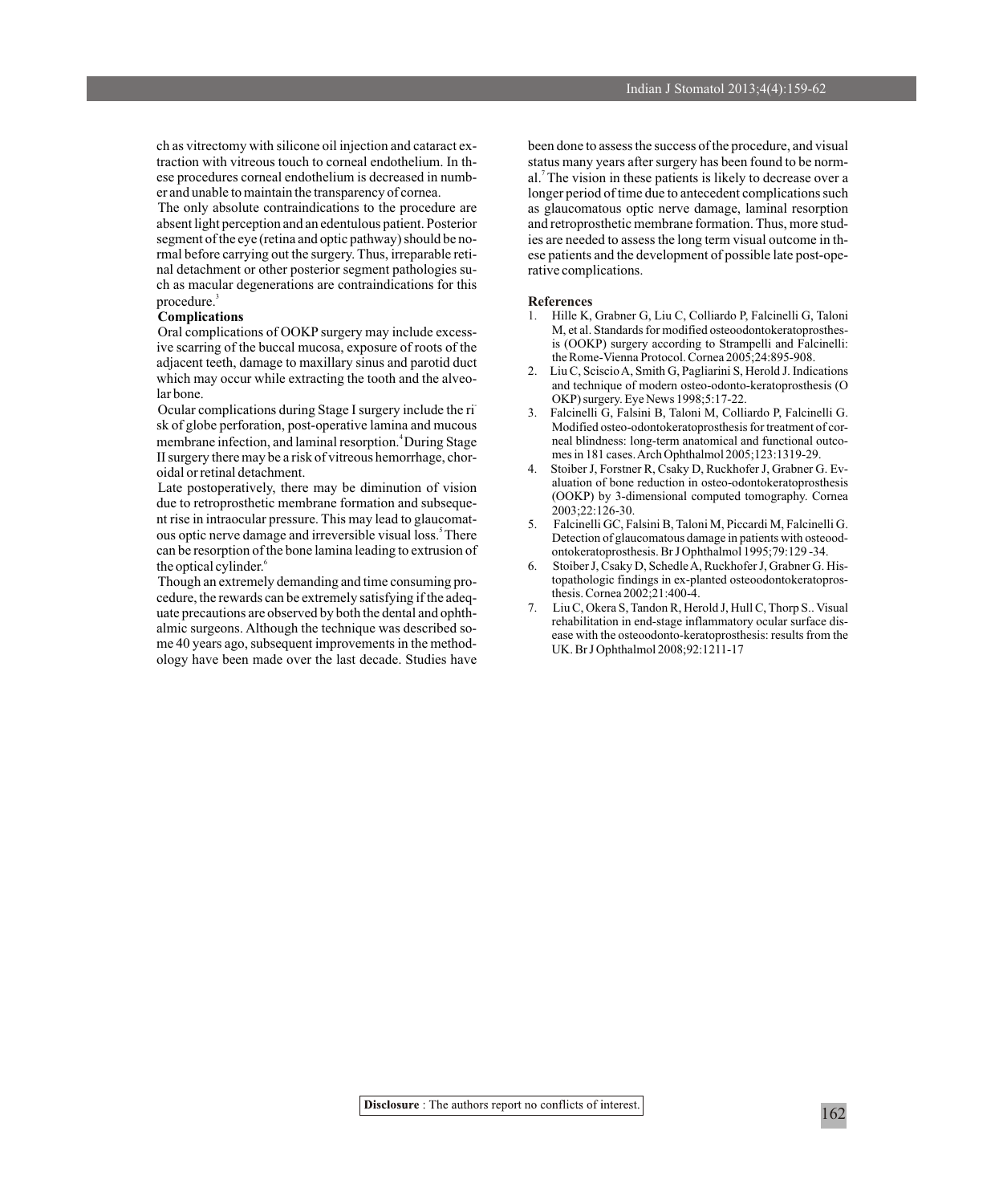ch as vitrectomy with silicone oil injection and cataract extraction with vitreous touch to corneal endothelium. In these procedures corneal endothelium is decreased in number and unable to maintain the transparency of cornea.

The only absolute contraindications to the procedure are absent light perception and an edentulous patient. Posterior segment of the eye (retina and optic pathway) should be normal before carrying out the surgery. Thus, irreparable retinal detachment or other posterior segment pathologies such as macular degenerations are contraindications for this procedure.[3]

**Complications**

Oral complications of OOKP surgery may include excessive scarring of the buccal mucosa, exposure of roots of the adjacent teeth, damage to maxillary sinus and parotid duct which may occur while extracting the tooth and the alveolar bone.

Ocular complications during Stage I surgery include the risk of globe perforation, post-operative lamina and mucous membrane infection, and laminal resorption.[4] During Stage II surgery there may be a risk of vitreous hemorrhage, choroidal or retinal detachment.

Late postoperatively, there may be diminution of vision due to retroprosthetic membrane formation and subsequent rise in intraocular pressure. This may lead to glaucomatous optic nerve damage and irreversible visual loss.[5] There can be resorption of the bone lamina leading to extrusion of the optical cylinder.[6]

Though an extremely demanding and time consuming procedure, the rewards can be extremely satisfying if the adequate precautions are observed by both the dental and ophthalmic surgeons. Although the technique was described some 40 years ago, subsequent improvements in the methodology have been made over the last decade. Studies have been done to assess the success of the procedure, and visual status many years after surgery has been found to be normal.[7] The vision in these patients is likely to decrease over a longer period of time due to antecedent complications such as glaucomatous optic nerve damage, laminal resorption and retroprosthetic membrane formation. Thus, more studies are needed to assess the long term visual outcome in these patients and the development of possible late post-operative complications.

**References**

1. Hille K, Grabner G, Liu C, Colliardo P, Falcinelli G, Taloni M, et al. Standards for modified osteoodontokeratoprosthesis (OOKP) surgery according to Strampelli and Falcinelli: the Rome-Vienna Protocol. Cornea 2005;24:895-908.
2. Liu C, Sciscio A, Smith G, Pagliarini S, Herold J. Indications and technique of modern osteo-odonto-keratoprosthesis (OOKP) surgery. Eye News 1998;5:17-22.
3. Falcinelli G, Falsini B, Taloni M, Colliardo P, Falcinelli G. Modified osteo-odontokeratoprosthesis for treatment of corneal blindness: long-term anatomical and functional outcomes in 181 cases. Arch Ophthalmol 2005;123:1319-29.
4. Stoiber J, Forstner R, Csaky D, Ruckhofer J, Grabner G. Evaluation of bone reduction in osteo-odontokeratoprosthesis (OOKP) by 3-dimensional computed tomography. Cornea 2003;22:126-30.
5. Falcinelli GC, Falsini B, Taloni M, Piccardi M, Falcinelli G. Detection of glaucomatous damage in patients with osteoodontokeratoprosthesis. Br J Ophthalmol 1995;79:129 -34.
6. Stoiber J, Csaky D, Schedle A, Ruckhofer J, Grabner G. Histopathologic findings in ex-planted osteoodontokeratoprosthesis. Cornea 2002;21:400-4.
7. Liu C, Okera S, Tandon R, Herold J, Hull C, Thorp S.. Visual rehabilitation in end-stage inflammatory ocular surface disease with the osteoodonto-keratoprosthesis: results from the UK. Br J Ophthalmol 2008;92:1211-17

**Disclosure** : The authors report no conflicts of interest.